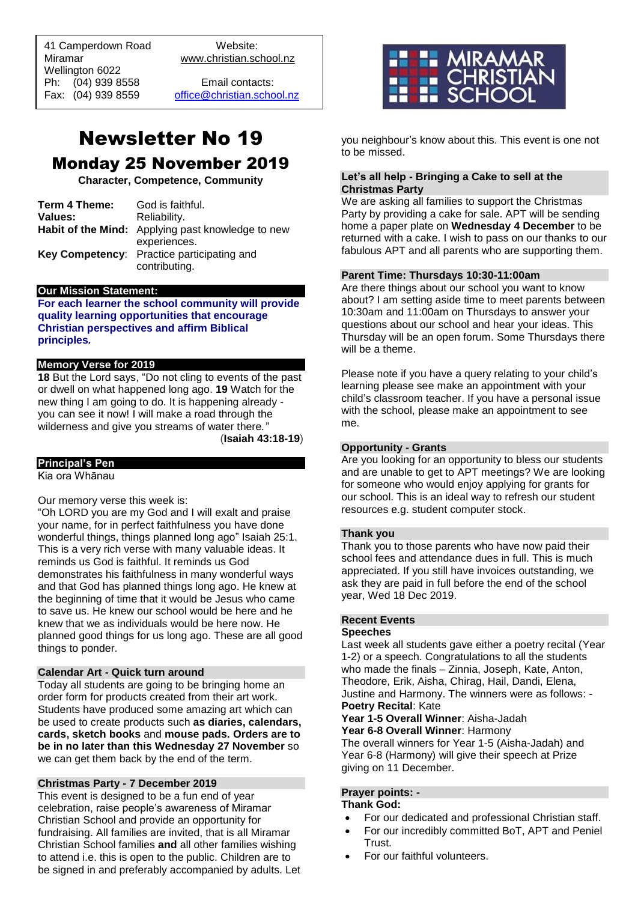41 Camperdown Road
Miramar
Wellington 6022
Ph: (04) 939 8558
Fax: (04) 939 8559

Website:
www.christian.school.nz

Email contacts:
office@christian.school.nz

MIRAMAR CHRISTIAN SCHOOL

# Newsletter No 19

## Monday 25 November 2019

**Character, Competence, Community**

| | |
|---|---|
| **Term 4 Theme:** | God is faithful. |
| **Values:** | Reliability. |
| **Habit of the Mind:** | Applying past knowledge to new experiences. |
| **Key Competency**: | Practice participating and contributing. |

### Our Mission Statement:

**For each learner the school community will provide quality learning opportunities that encourage Christian perspectives and affirm Biblical principles.**

### Memory Verse for 2019

**18** But the Lord says, "Do not cling to events of the past or dwell on what happened long ago. **19** Watch for the new thing I am going to do. It is happening already - you can see it now! I will make a road through the wilderness and give you streams of water there.*"*
(**Isaiah 43:18-19**)

### Principal's Pen

Kia ora Whānau

Our memory verse this week is:
"Oh LORD you are my God and I will exalt and praise your name, for in perfect faithfulness you have done wonderful things, things planned long ago" Isaiah 25:1. This is a very rich verse with many valuable ideas. It reminds us God is faithful. It reminds us God demonstrates his faithfulness in many wonderful ways and that God has planned things long ago. He knew at the beginning of time that it would be Jesus who came to save us. He knew our school would be here and he knew that we as individuals would be here now. He planned good things for us long ago. These are all good things to ponder.

### Calendar Art - Quick turn around

Today all students are going to be bringing home an order form for products created from their art work. Students have produced some amazing art which can be used to create products such **as diaries, calendars, cards, sketch books** and **mouse pads. Orders are to be in no later than this Wednesday 27 November** so we can get them back by the end of the term.

### Christmas Party - 7 December 2019

This event is designed to be a fun end of year celebration, raise people's awareness of Miramar Christian School and provide an opportunity for fundraising. All families are invited, that is all Miramar Christian School families **and** all other families wishing to attend i.e. this is open to the public. Children are to be signed in and preferably accompanied by adults. Let you neighbour's know about this. This event is one not to be missed.

### Let's all help - Bringing a Cake to sell at the Christmas Party

We are asking all families to support the Christmas Party by providing a cake for sale. APT will be sending home a paper plate on **Wednesday 4 December** to be returned with a cake. I wish to pass on our thanks to our fabulous APT and all parents who are supporting them.

### Parent Time: Thursdays 10:30-11:00am

Are there things about our school you want to know about? I am setting aside time to meet parents between 10:30am and 11:00am on Thursdays to answer your questions about our school and hear your ideas. This Thursday will be an open forum. Some Thursdays there will be a theme.

Please note if you have a query relating to your child's learning please see make an appointment with your child's classroom teacher. If you have a personal issue with the school, please make an appointment to see me.

### Opportunity - Grants

Are you looking for an opportunity to bless our students and are unable to get to APT meetings? We are looking for someone who would enjoy applying for grants for our school. This is an ideal way to refresh our student resources e.g. student computer stock.

### Thank you

Thank you to those parents who have now paid their school fees and attendance dues in full. This is much appreciated. If you still have invoices outstanding, we ask they are paid in full before the end of the school year, Wed 18 Dec 2019.

### Recent Events

**Speeches**

Last week all students gave either a poetry recital (Year 1-2) or a speech. Congratulations to all the students who made the finals – Zinnia, Joseph, Kate, Anton, Theodore, Erik, Aisha, Chirag, Hail, Dandi, Elena, Justine and Harmony. The winners were as follows: -

**Poetry Recital**: Kate
**Year 1-5 Overall Winner**: Aisha-Jadah
**Year 6-8 Overall Winner**: Harmony

The overall winners for Year 1-5 (Aisha-Jadah) and Year 6-8 (Harmony) will give their speech at Prize giving on 11 December.

### Prayer points: -

**Thank God:**

- For our dedicated and professional Christian staff.
- For our incredibly committed BoT, APT and Peniel Trust.
- For our faithful volunteers.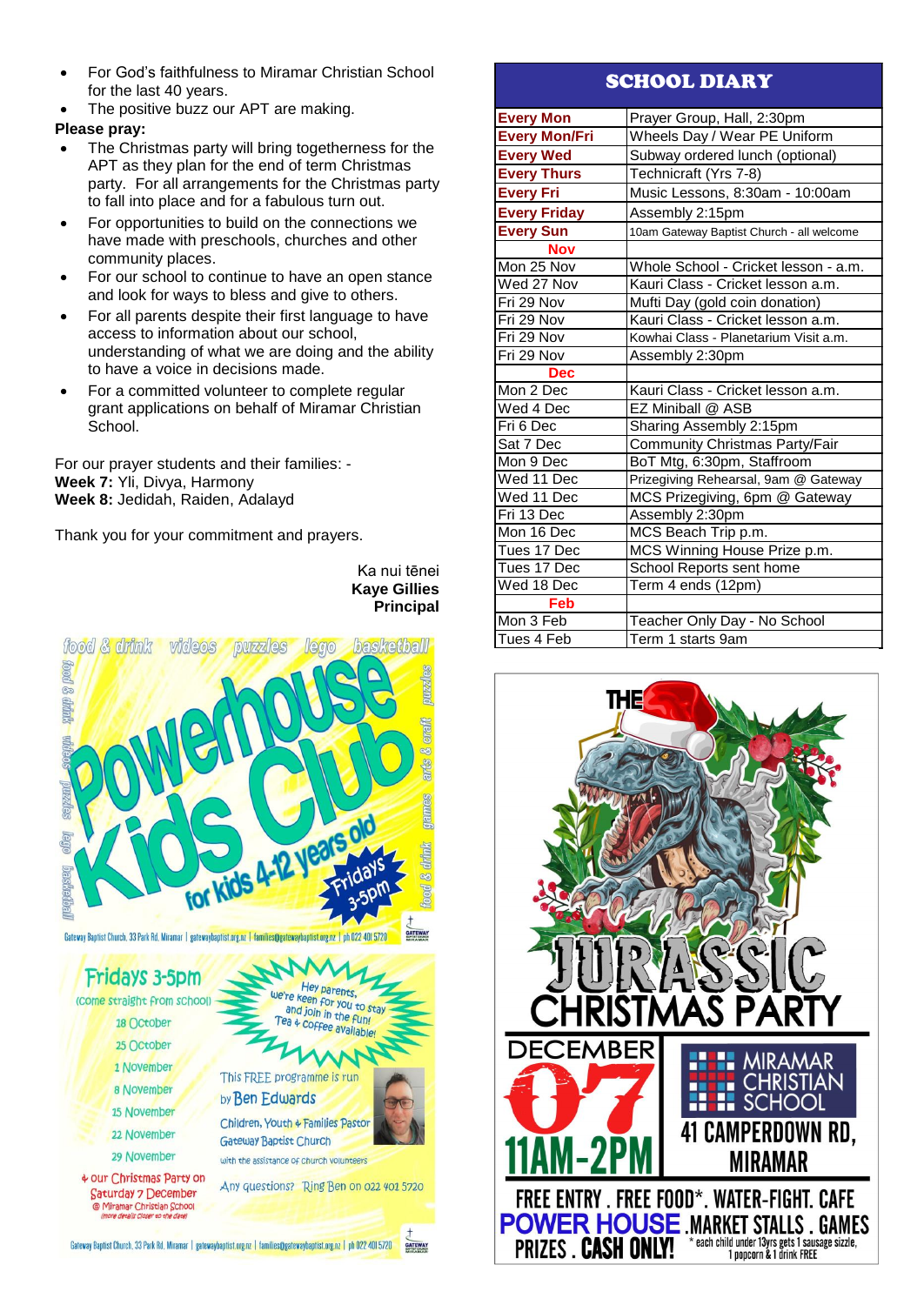- For God's faithfulness to Miramar Christian School for the last 40 years.
- The positive buzz our APT are making.

**Please pray:**

- The Christmas party will bring togetherness for the APT as they plan for the end of term Christmas party. For all arrangements for the Christmas party to fall into place and for a fabulous turn out.
- For opportunities to build on the connections we have made with preschools, churches and other community places.
- For our school to continue to have an open stance and look for ways to bless and give to others.
- For all parents despite their first language to have access to information about our school, understanding of what we are doing and the ability to have a voice in decisions made.
- For a committed volunteer to complete regular grant applications on behalf of Miramar Christian School.

For our prayer students and their families: -
**Week 7:** Yli, Divya, Harmony
**Week 8:** Jedidah, Raiden, Adalayd

Thank you for your commitment and prayers.

Ka nui tēnei
**Kaye Gillies**
**Principal**

food & drink videos puzzles lego basketball

# Powerhouse Kids Club

for kids 4-12 years old

Fridays 3-5pm

Gateway Baptist Church, 33 Park Rd, Miramar | gatewaybaptist.org.nz | families@gatewaybaptist.org.nz | ph 022 401 5720

Fridays 3-5pm
(come straight from school)

18 October
25 October
1 November
8 November
15 November
22 November
29 November

+ our Christmas Party on Saturday 7 December @ Miramar Christian School (more details closer to the date)

Hey parents, we're keen for you to stay and join in the fun! Tea + coffee available!

This FREE programme is run by Ben Edwards
Children, Youth + Families Pastor
Gateway Baptist Church
with the assistance of church volunteers

Any questions? Ring Ben on 022 401 5720

Gateway Baptist Church, 33 Park Rd, Miramar | gatewaybaptist.org.nz | families@gatewaybaptist.org.nz | ph 022 401 5720

## SCHOOL DIARY

| | |
|---|---|
| **Every Mon** | Prayer Group, Hall, 2:30pm |
| **Every Mon/Fri** | Wheels Day / Wear PE Uniform |
| **Every Wed** | Subway ordered lunch (optional) |
| **Every Thurs** | Technicraft (Yrs 7-8) |
| **Every Fri** | Music Lessons, 8:30am - 10:00am |
| **Every Friday** | Assembly 2:15pm |
| **Every Sun** | 10am Gateway Baptist Church - all welcome |
| **Nov** | |
| Mon 25 Nov | Whole School - Cricket lesson - a.m. |
| Wed 27 Nov | Kauri Class - Cricket lesson a.m. |
| Fri 29 Nov | Mufti Day (gold coin donation) |
| Fri 29 Nov | Kauri Class - Cricket lesson a.m. |
| Fri 29 Nov | Kowhai Class - Planetarium Visit a.m. |
| Fri 29 Nov | Assembly 2:30pm |
| **Dec** | |
| Mon 2 Dec | Kauri Class - Cricket lesson a.m. |
| Wed 4 Dec | EZ Miniball @ ASB |
| Fri 6 Dec | Sharing Assembly 2:15pm |
| Sat 7 Dec | Community Christmas Party/Fair |
| Mon 9 Dec | BoT Mtg, 6:30pm, Staffroom |
| Wed 11 Dec | Prizegiving Rehearsal, 9am @ Gateway |
| Wed 11 Dec | MCS Prizegiving, 6pm @ Gateway |
| Fri 13 Dec | Assembly 2:30pm |
| Mon 16 Dec | MCS Beach Trip p.m. |
| Tues 17 Dec | MCS Winning House Prize p.m. |
| Tues 17 Dec | School Reports sent home |
| Wed 18 Dec | Term 4 ends (12pm) |
| **Feb** | |
| Mon 3 Feb | Teacher Only Day - No School |
| Tues 4 Feb | Term 1 starts 9am |

# THE JURASSIC CHRISTMAS PARTY

DECEMBER 07
11AM-2PM

MIRAMAR CHRISTIAN SCHOOL
41 CAMPERDOWN RD, MIRAMAR

FREE ENTRY . FREE FOOD*. WATER-FIGHT. CAFE
POWER HOUSE . MARKET STALLS . GAMES
PRIZES . CASH ONLY!

\* each child under 13yrs gets 1 sausage sizzle, 1 popcorn & 1 drink FREE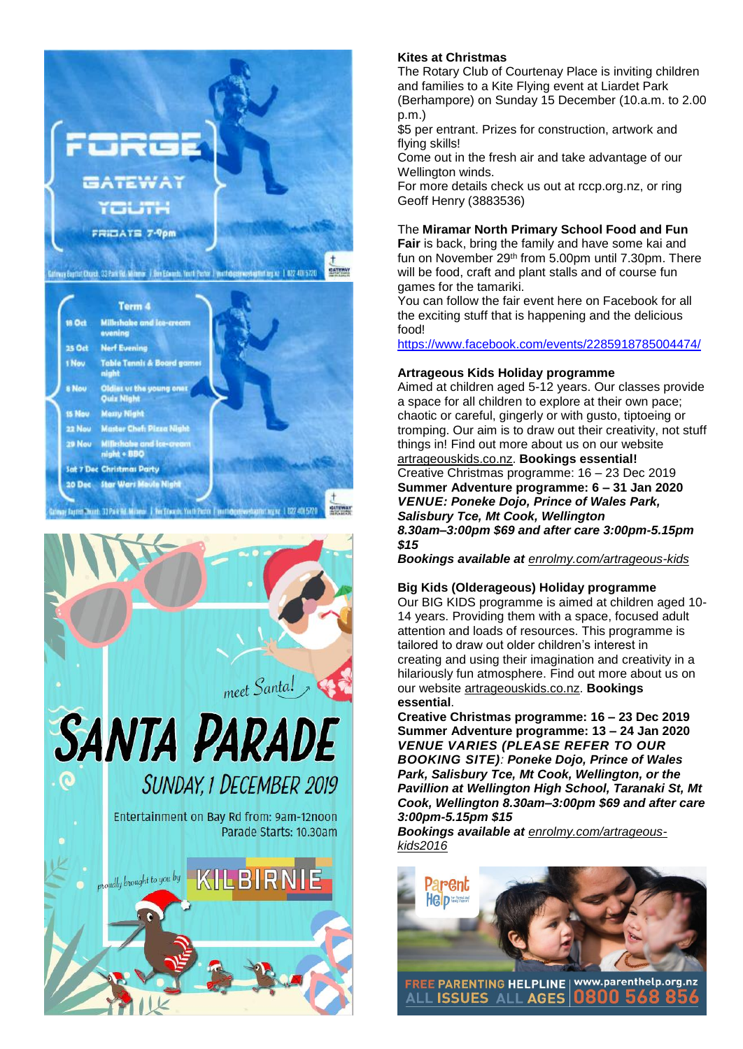**FORGE**

**GATEWAY YOUTH**

FRIDAYS 7-9pm

Gateway Baptist Church, 33 Park Rd, Miramar | Ben Edwards, Youth Pastor | youth@gatewaybaptist.org.nz | 022 401 5720

**Term 4**

| Date | Event |
|---|---|
| 18 Oct | Milkshake and ice-cream evening |
| 25 Oct | Nerf Evening |
| 1 Nov | Table Tennis & Board games night |
| 8 Nov | Oldies vs the young ones Quiz Night |
| 15 Nov | Messy Night |
| 22 Nov | Master Chef: Pizza Night |
| 29 Nov | Milkshake and ice-cream night + BBQ |
| Sat 7 Dec | Christmas Party |
| 20 Dec | Star Wars Movie Night |

Gateway Baptist Church, 33 Park Rd, Miramar | Ben Edwards, Youth Pastor | youth@gatewaybaptist.org.nz | 022 401 5720

meet Santa!

# SANTA PARADE

SUNDAY, 1 DECEMBER 2019

Entertainment on Bay Rd from: 9am-12noon

Parade Starts: 10.30am

proudly brought to you by KILBIRNIE

**Kites at Christmas**

The Rotary Club of Courtenay Place is inviting children and families to a Kite Flying event at Liardet Park (Berhampore) on Sunday 15 December (10.a.m. to 2.00 p.m.)

$5 per entrant. Prizes for construction, artwork and flying skills!

Come out in the fresh air and take advantage of our Wellington winds.

For more details check us out at rccp.org.nz, or ring Geoff Henry (3883536)

The **Miramar North Primary School Food and Fun Fair** is back, bring the family and have some kai and fun on November 29th from 5.00pm until 7.30pm. There will be food, craft and plant stalls and of course fun games for the tamariki.

You can follow the fair event here on Facebook for all the exciting stuff that is happening and the delicious food!

https://www.facebook.com/events/2285918785004474/

**Artrageous Kids Holiday programme**

Aimed at children aged 5-12 years. Our classes provide a space for all children to explore at their own pace; chaotic or careful, gingerly or with gusto, tiptoeing or tromping. Our aim is to draw out their creativity, not stuff things in! Find out more about us on our website artrageouskids.co.nz. **Bookings essential!**

Creative Christmas programme: 16 – 23 Dec 2019

**Summer Adventure programme: 6 – 31 Jan 2020**

***VENUE: Poneke Dojo, Prince of Wales Park, Salisbury Tce, Mt Cook, Wellington***

***8.30am–3:00pm $69 and after care 3:00pm-5.15pm $15***

***Bookings available at*** *enrolmy.com/artrageous-kids*

**Big Kids (Olderageous) Holiday programme**

Our BIG KIDS programme is aimed at children aged 10-14 years. Providing them with a space, focused adult attention and loads of resources. This programme is tailored to draw out older children's interest in creating and using their imagination and creativity in a hilariously fun atmosphere. Find out more about us on our website artrageouskids.co.nz. **Bookings essential**.

**Creative Christmas programme: 16 – 23 Dec 2019**

**Summer Adventure programme: 13 – 24 Jan 2020**

***VENUE VARIES (PLEASE REFER TO OUR BOOKING SITE): Poneke Dojo, Prince of Wales Park, Salisbury Tce, Mt Cook, Wellington, or the Pavillion at Wellington High School, Taranaki St, Mt Cook, Wellington 8.30am–3:00pm $69 and after care 3:00pm-5.15pm $15***

***Bookings available at*** *enrolmy.com/artrageous-kids2016*

Parent Help

FREE PARENTING HELPLINE | www.parenthelp.org.nz

ALL ISSUES ALL AGES | 0800 568 856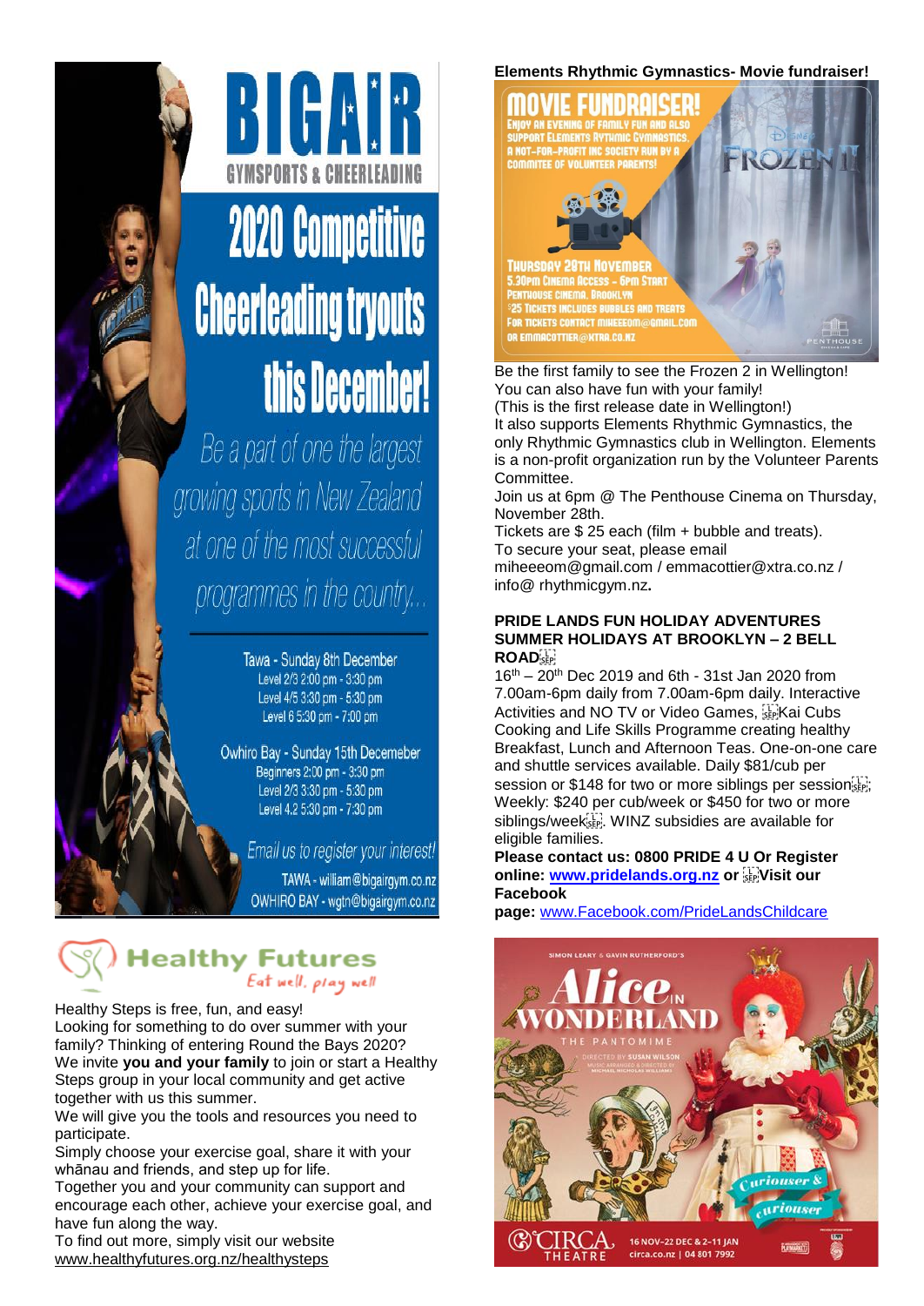# BIGAIR

GYMSPORTS & CHEERLEADING

## 2020 Competitive Cheerleading tryouts this December!

*Be a part of one the largest growing sports in New Zealand at one of the most successful programmes in the country...*

Tawa - Sunday 8th December
Level 2/3 2:00 pm - 3:30 pm
Level 4/5 3:30 pm - 5:30 pm
Level 6 5:30 pm - 7:00 pm

Owhiro Bay - Sunday 15th Decemeber
Beginners 2:00 pm - 3:30 pm
Level 2/3 3:30 pm - 5:30 pm
Level 4.2 5:30 pm - 7:30 pm

*Email us to register your interest!*

TAWA - william@bigairgym.co.nz
OWHIRO BAY - wgtn@bigairgym.co.nz

## Healthy Futures

*Eat well, play well*

Healthy Steps is free, fun, and easy!
Looking for something to do over summer with your family? Thinking of entering Round the Bays 2020?
We invite **you and your family** to join or start a Healthy Steps group in your local community and get active together with us this summer.
We will give you the tools and resources you need to participate.
Simply choose your exercise goal, share it with your whānau and friends, and step up for life.
Together you and your community can support and encourage each other, achieve your exercise goal, and have fun along the way.
To find out more, simply visit our website www.healthyfutures.org.nz/healthysteps

**Elements Rhythmic Gymnastics- Movie fundraiser!**

MOVIE FUNDRAISER!
ENJOY AN EVENING OF FAMILY FUN AND ALSO SUPPORT ELEMENTS RYTHMIC GYMNASTICS, A NOT-FOR-PROFIT INC SOCIETY RUN BY A COMMITEE OF VOLUNTEER PARENTS!

THURSDAY 28TH NOVEMBER
5.30PM CINEMA ACCESS - 6PM START
PENTHOUSE CINEMA, BROOKLYN
$25 TICKETS INCLUDES BUBBLES AND TREATS
FOR TICKETS CONTACT MIHEEEOM@GMAIL.COM OR EMMACOTTIER@XTRA.CO.NZ

Be the first family to see the Frozen 2 in Wellington!
You can also have fun with your family!
(This is the first release date in Wellington!)
It also supports Elements Rhythmic Gymnastics, the only Rhythmic Gymnastics club in Wellington. Elements is a non-profit organization run by the Volunteer Parents Committee.
Join us at 6pm @ The Penthouse Cinema on Thursday, November 28th.
Tickets are $ 25 each (film + bubble and treats).
To secure your seat, please email miheeeom@gmail.com / emmacottier@xtra.co.nz / info@ rhythmicgym.nz**.**

**PRIDE LANDS FUN HOLIDAY ADVENTURES SUMMER HOLIDAYS AT BROOKLYN – 2 BELL ROAD**

16th – 20th Dec 2019 and 6th - 31st Jan 2020 from 7.00am-6pm daily from 7.00am-6pm daily. Interactive Activities and NO TV or Video Games, Kai Cubs Cooking and Life Skills Programme creating healthy Breakfast, Lunch and Afternoon Teas. One-on-one care and shuttle services available. Daily $81/cub per session or $148 for two or more siblings per session. Weekly: $240 per cub/week or $450 for two or more siblings/week. WINZ subsidies are available for eligible families.
**Please contact us: 0800 PRIDE 4 U Or Register online: www.pridelands.org.nz or Visit our Facebook page:** www.Facebook.com/PrideLandsChildcare

SIMON LEARY & GAVIN RUTHERFORD'S
Alice in Wonderland
THE PANTOMIME
DIRECTED BY SUSAN WILSON
Curiouser & curiouser
CIRCA THEATRE
16 NOV–22 DEC & 2–11 JAN
circa.co.nz | 04 801 7992